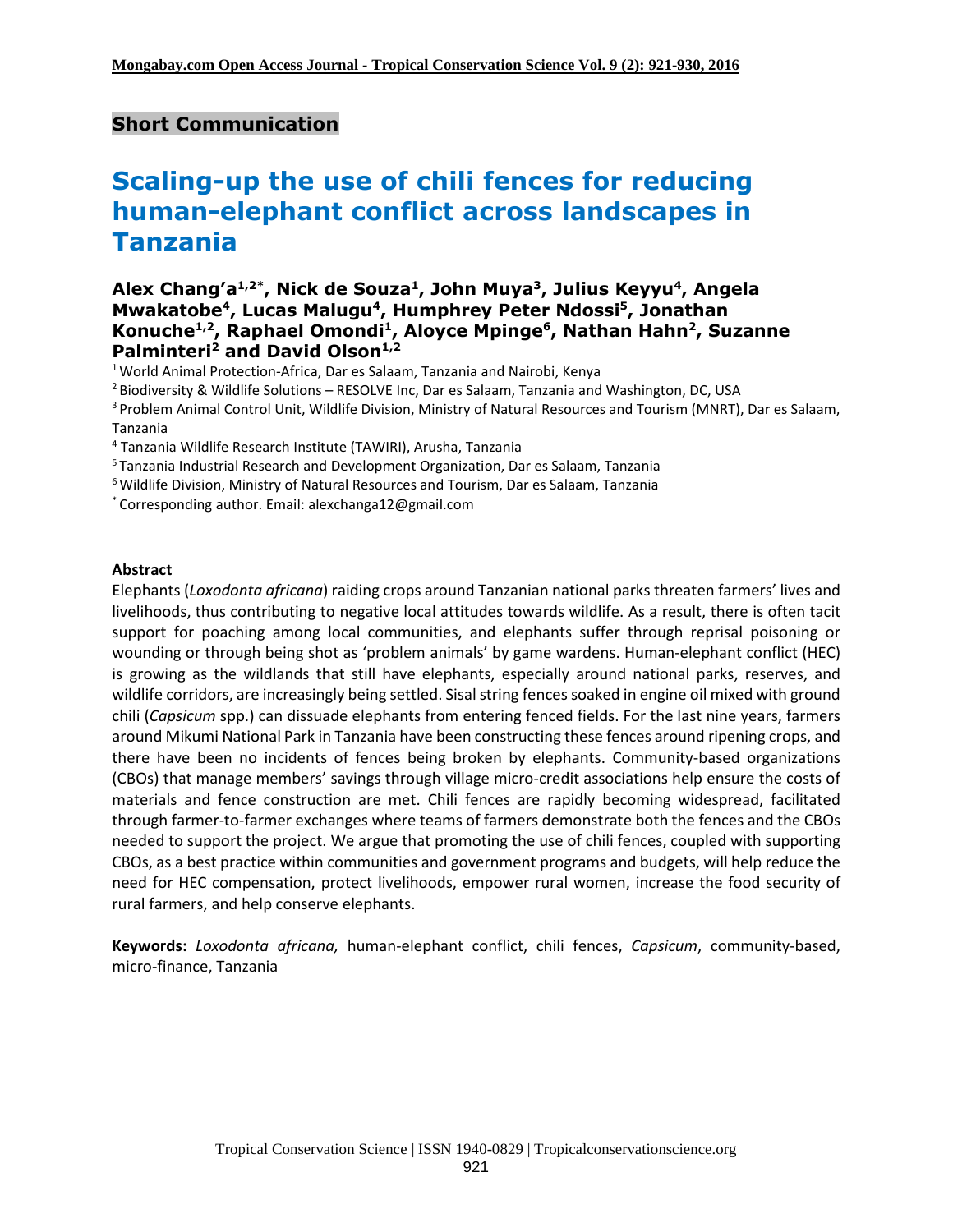**Short Communication**

# Scaling-up the use of chili fences for reducing human-elephant conflict across landscapes in Tanzania

**Alex Chang'a[1,2*], Nick de Souza[1], John Muya[3], Julius Keyyu[4], Angela Mwakatobe[4], Lucas Malugu[4], Humphrey Peter Ndossi[5], Jonathan Konuche[1,2], Raphael Omondi[1], Aloyce Mpinge[6], Nathan Hahn[2], Suzanne Palminteri[2] and David Olson[1,2]**

[1] World Animal Protection-Africa, Dar es Salaam, Tanzania and Nairobi, Kenya

[2] Biodiversity & Wildlife Solutions – RESOLVE Inc, Dar es Salaam, Tanzania and Washington, DC, USA

[3] Problem Animal Control Unit, Wildlife Division, Ministry of Natural Resources and Tourism (MNRT), Dar es Salaam, Tanzania

[4] Tanzania Wildlife Research Institute (TAWIRI), Arusha, Tanzania

[5] Tanzania Industrial Research and Development Organization, Dar es Salaam, Tanzania

[6] Wildlife Division, Ministry of Natural Resources and Tourism, Dar es Salaam, Tanzania

[*] Corresponding author. Email: alexchanga12@gmail.com

**Abstract**

Elephants (*Loxodonta africana*) raiding crops around Tanzanian national parks threaten farmers' lives and livelihoods, thus contributing to negative local attitudes towards wildlife. As a result, there is often tacit support for poaching among local communities, and elephants suffer through reprisal poisoning or wounding or through being shot as 'problem animals' by game wardens. Human-elephant conflict (HEC) is growing as the wildlands that still have elephants, especially around national parks, reserves, and wildlife corridors, are increasingly being settled. Sisal string fences soaked in engine oil mixed with ground chili (*Capsicum* spp.) can dissuade elephants from entering fenced fields. For the last nine years, farmers around Mikumi National Park in Tanzania have been constructing these fences around ripening crops, and there have been no incidents of fences being broken by elephants. Community-based organizations (CBOs) that manage members' savings through village micro-credit associations help ensure the costs of materials and fence construction are met. Chili fences are rapidly becoming widespread, facilitated through farmer-to-farmer exchanges where teams of farmers demonstrate both the fences and the CBOs needed to support the project. We argue that promoting the use of chili fences, coupled with supporting CBOs, as a best practice within communities and government programs and budgets, will help reduce the need for HEC compensation, protect livelihoods, empower rural women, increase the food security of rural farmers, and help conserve elephants.

**Keywords:** *Loxodonta africana,* human-elephant conflict, chili fences, *Capsicum*, community-based, micro-finance, Tanzania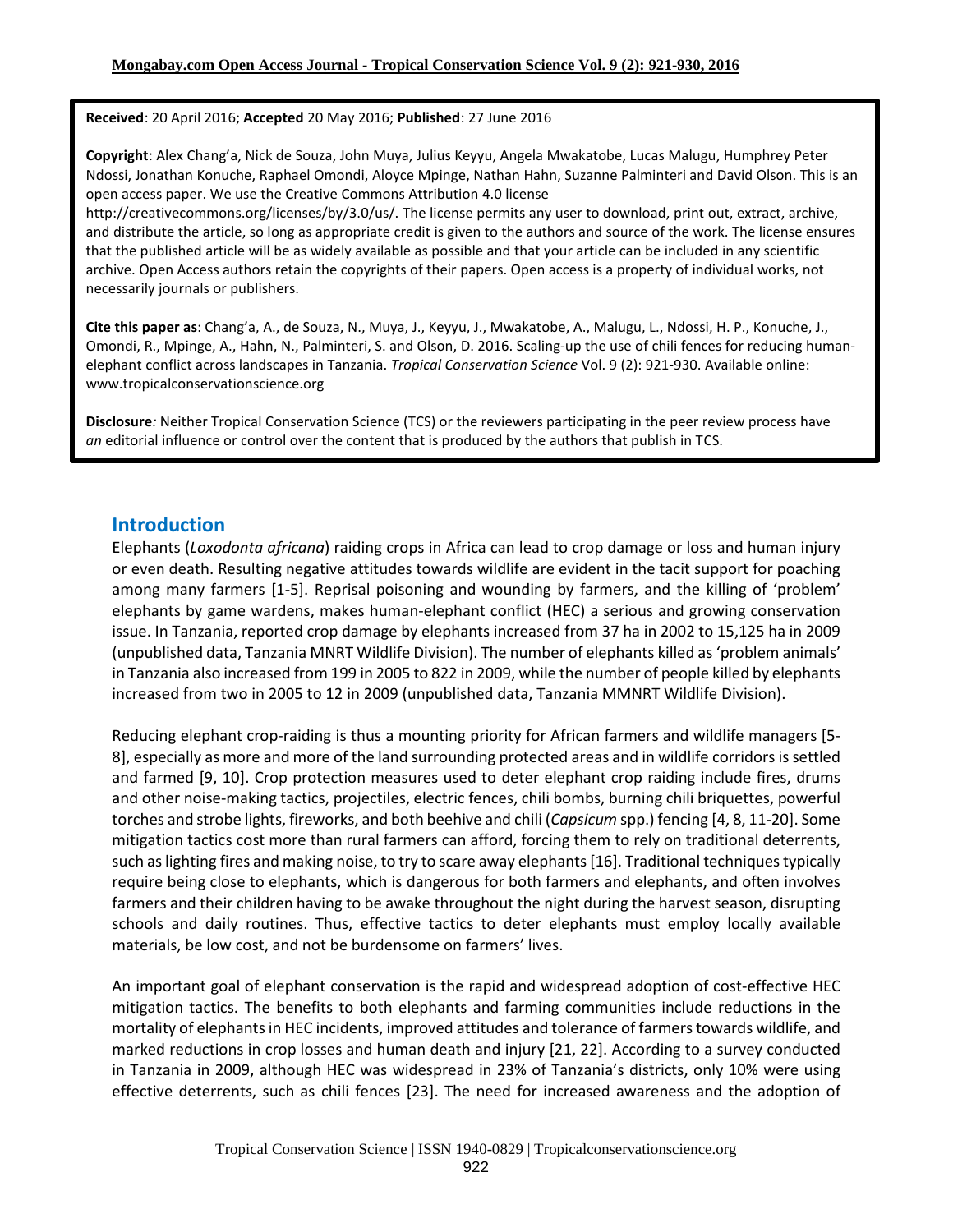**Received**: 20 April 2016; **Accepted** 20 May 2016; **Published**: 27 June 2016

**Copyright**: Alex Chang'a, Nick de Souza, John Muya, Julius Keyyu, Angela Mwakatobe, Lucas Malugu, Humphrey Peter Ndossi, Jonathan Konuche, Raphael Omondi, Aloyce Mpinge, Nathan Hahn, Suzanne Palminteri and David Olson. This is an open access paper. We use the Creative Commons Attribution 4.0 license http://creativecommons.org/licenses/by/3.0/us/. The license permits any user to download, print out, extract, archive, and distribute the article, so long as appropriate credit is given to the authors and source of the work. The license ensures that the published article will be as widely available as possible and that your article can be included in any scientific archive. Open Access authors retain the copyrights of their papers. Open access is a property of individual works, not necessarily journals or publishers.

**Cite this paper as**: Chang'a, A., de Souza, N., Muya, J., Keyyu, J., Mwakatobe, A., Malugu, L., Ndossi, H. P., Konuche, J., Omondi, R., Mpinge, A., Hahn, N., Palminteri, S. and Olson, D. 2016. Scaling-up the use of chili fences for reducing human-elephant conflict across landscapes in Tanzania. *Tropical Conservation Science* Vol. 9 (2): 921-930. Available online: www.tropicalconservationscience.org

**Disclosure***:* Neither Tropical Conservation Science (TCS) or the reviewers participating in the peer review process have *an* editorial influence or control over the content that is produced by the authors that publish in TCS.

## Introduction

Elephants (*Loxodonta africana*) raiding crops in Africa can lead to crop damage or loss and human injury or even death. Resulting negative attitudes towards wildlife are evident in the tacit support for poaching among many farmers [1-5]. Reprisal poisoning and wounding by farmers, and the killing of 'problem' elephants by game wardens, makes human-elephant conflict (HEC) a serious and growing conservation issue. In Tanzania, reported crop damage by elephants increased from 37 ha in 2002 to 15,125 ha in 2009 (unpublished data, Tanzania MNRT Wildlife Division). The number of elephants killed as 'problem animals' in Tanzania also increased from 199 in 2005 to 822 in 2009, while the number of people killed by elephants increased from two in 2005 to 12 in 2009 (unpublished data, Tanzania MMNRT Wildlife Division).

Reducing elephant crop-raiding is thus a mounting priority for African farmers and wildlife managers [5-8], especially as more and more of the land surrounding protected areas and in wildlife corridors is settled and farmed [9, 10]. Crop protection measures used to deter elephant crop raiding include fires, drums and other noise-making tactics, projectiles, electric fences, chili bombs, burning chili briquettes, powerful torches and strobe lights, fireworks, and both beehive and chili (*Capsicum* spp.) fencing [4, 8, 11-20]. Some mitigation tactics cost more than rural farmers can afford, forcing them to rely on traditional deterrents, such as lighting fires and making noise, to try to scare away elephants [16]. Traditional techniques typically require being close to elephants, which is dangerous for both farmers and elephants, and often involves farmers and their children having to be awake throughout the night during the harvest season, disrupting schools and daily routines. Thus, effective tactics to deter elephants must employ locally available materials, be low cost, and not be burdensome on farmers' lives.

An important goal of elephant conservation is the rapid and widespread adoption of cost-effective HEC mitigation tactics. The benefits to both elephants and farming communities include reductions in the mortality of elephants in HEC incidents, improved attitudes and tolerance of farmers towards wildlife, and marked reductions in crop losses and human death and injury [21, 22]. According to a survey conducted in Tanzania in 2009, although HEC was widespread in 23% of Tanzania's districts, only 10% were using effective deterrents, such as chili fences [23]. The need for increased awareness and the adoption of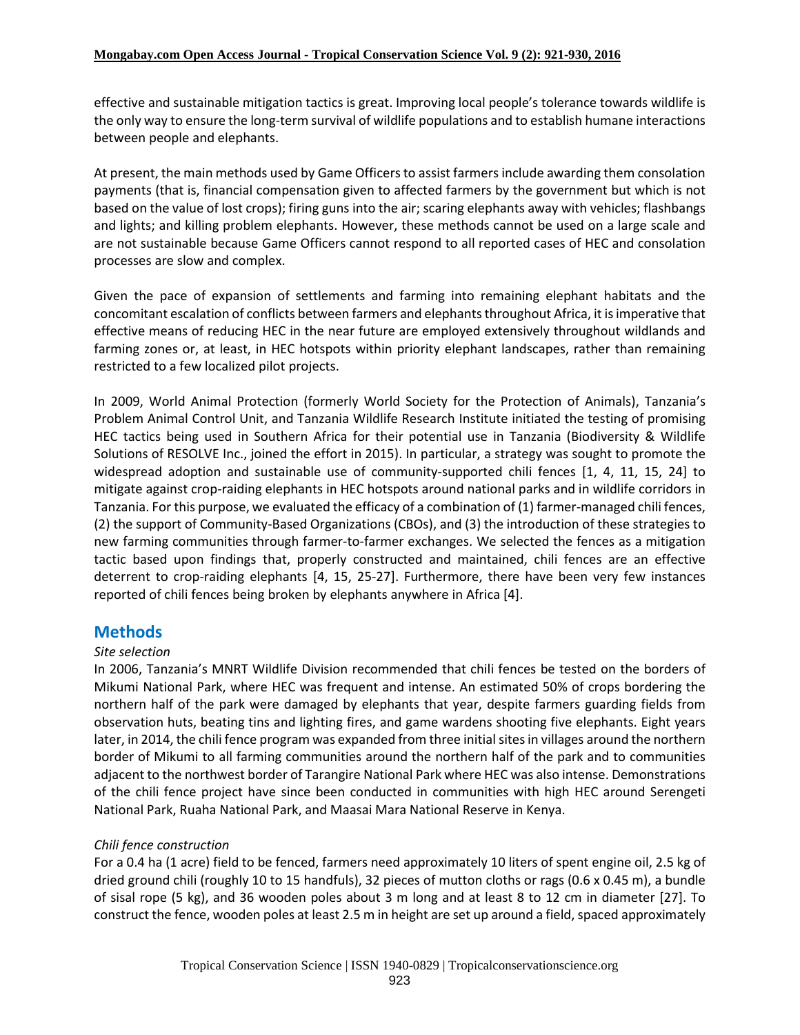effective and sustainable mitigation tactics is great. Improving local people's tolerance towards wildlife is the only way to ensure the long-term survival of wildlife populations and to establish humane interactions between people and elephants.

At present, the main methods used by Game Officers to assist farmers include awarding them consolation payments (that is, financial compensation given to affected farmers by the government but which is not based on the value of lost crops); firing guns into the air; scaring elephants away with vehicles; flashbangs and lights; and killing problem elephants. However, these methods cannot be used on a large scale and are not sustainable because Game Officers cannot respond to all reported cases of HEC and consolation processes are slow and complex.

Given the pace of expansion of settlements and farming into remaining elephant habitats and the concomitant escalation of conflicts between farmers and elephants throughout Africa, it is imperative that effective means of reducing HEC in the near future are employed extensively throughout wildlands and farming zones or, at least, in HEC hotspots within priority elephant landscapes, rather than remaining restricted to a few localized pilot projects.

In 2009, World Animal Protection (formerly World Society for the Protection of Animals), Tanzania's Problem Animal Control Unit, and Tanzania Wildlife Research Institute initiated the testing of promising HEC tactics being used in Southern Africa for their potential use in Tanzania (Biodiversity & Wildlife Solutions of RESOLVE Inc., joined the effort in 2015). In particular, a strategy was sought to promote the widespread adoption and sustainable use of community-supported chili fences [1, 4, 11, 15, 24] to mitigate against crop-raiding elephants in HEC hotspots around national parks and in wildlife corridors in Tanzania. For this purpose, we evaluated the efficacy of a combination of (1) farmer-managed chili fences, (2) the support of Community-Based Organizations (CBOs), and (3) the introduction of these strategies to new farming communities through farmer-to-farmer exchanges. We selected the fences as a mitigation tactic based upon findings that, properly constructed and maintained, chili fences are an effective deterrent to crop-raiding elephants [4, 15, 25-27]. Furthermore, there have been very few instances reported of chili fences being broken by elephants anywhere in Africa [4].

## Methods

*Site selection*

In 2006, Tanzania's MNRT Wildlife Division recommended that chili fences be tested on the borders of Mikumi National Park, where HEC was frequent and intense. An estimated 50% of crops bordering the northern half of the park were damaged by elephants that year, despite farmers guarding fields from observation huts, beating tins and lighting fires, and game wardens shooting five elephants. Eight years later, in 2014, the chili fence program was expanded from three initial sites in villages around the northern border of Mikumi to all farming communities around the northern half of the park and to communities adjacent to the northwest border of Tarangire National Park where HEC was also intense. Demonstrations of the chili fence project have since been conducted in communities with high HEC around Serengeti National Park, Ruaha National Park, and Maasai Mara National Reserve in Kenya.

*Chili fence construction*

For a 0.4 ha (1 acre) field to be fenced, farmers need approximately 10 liters of spent engine oil, 2.5 kg of dried ground chili (roughly 10 to 15 handfuls), 32 pieces of mutton cloths or rags (0.6 x 0.45 m), a bundle of sisal rope (5 kg), and 36 wooden poles about 3 m long and at least 8 to 12 cm in diameter [27]. To construct the fence, wooden poles at least 2.5 m in height are set up around a field, spaced approximately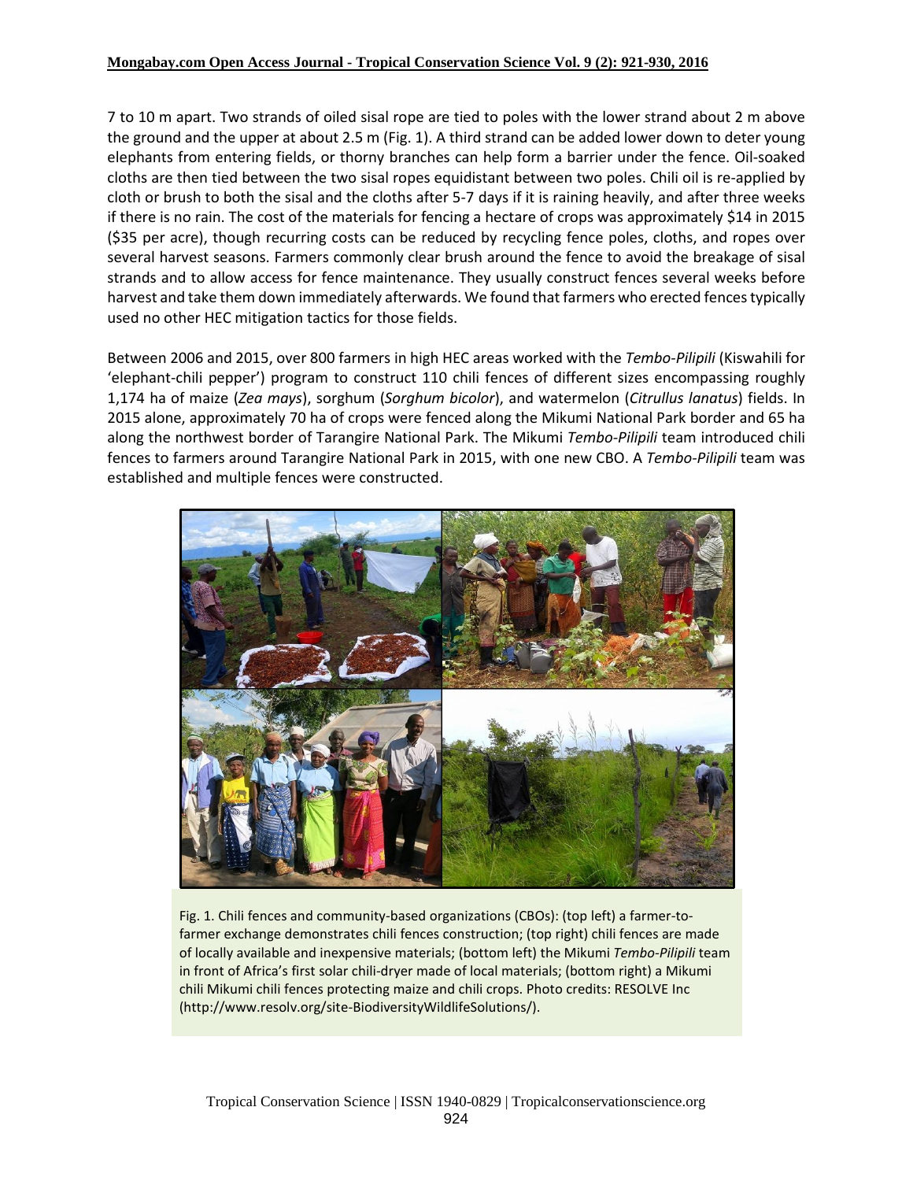7 to 10 m apart. Two strands of oiled sisal rope are tied to poles with the lower strand about 2 m above the ground and the upper at about 2.5 m (Fig. 1). A third strand can be added lower down to deter young elephants from entering fields, or thorny branches can help form a barrier under the fence. Oil-soaked cloths are then tied between the two sisal ropes equidistant between two poles. Chili oil is re-applied by cloth or brush to both the sisal and the cloths after 5-7 days if it is raining heavily, and after three weeks if there is no rain. The cost of the materials for fencing a hectare of crops was approximately $14 in 2015 ($35 per acre), though recurring costs can be reduced by recycling fence poles, cloths, and ropes over several harvest seasons. Farmers commonly clear brush around the fence to avoid the breakage of sisal strands and to allow access for fence maintenance. They usually construct fences several weeks before harvest and take them down immediately afterwards. We found that farmers who erected fences typically used no other HEC mitigation tactics for those fields.

Between 2006 and 2015, over 800 farmers in high HEC areas worked with the *Tembo-Pilipili* (Kiswahili for 'elephant-chili pepper') program to construct 110 chili fences of different sizes encompassing roughly 1,174 ha of maize (*Zea mays*), sorghum (*Sorghum bicolor*), and watermelon (*Citrullus lanatus*) fields. In 2015 alone, approximately 70 ha of crops were fenced along the Mikumi National Park border and 65 ha along the northwest border of Tarangire National Park. The Mikumi *Tembo-Pilipili* team introduced chili fences to farmers around Tarangire National Park in 2015, with one new CBO. A *Tembo-Pilipili* team was established and multiple fences were constructed.

Fig. 1. Chili fences and community-based organizations (CBOs): (top left) a farmer-to-farmer exchange demonstrates chili fences construction; (top right) chili fences are made of locally available and inexpensive materials; (bottom left) the Mikumi *Tembo-Pilipili* team in front of Africa's first solar chili-dryer made of local materials; (bottom right) a Mikumi chili Mikumi chili fences protecting maize and chili crops. Photo credits: RESOLVE Inc (http://www.resolv.org/site-BiodiversityWildlifeSolutions/).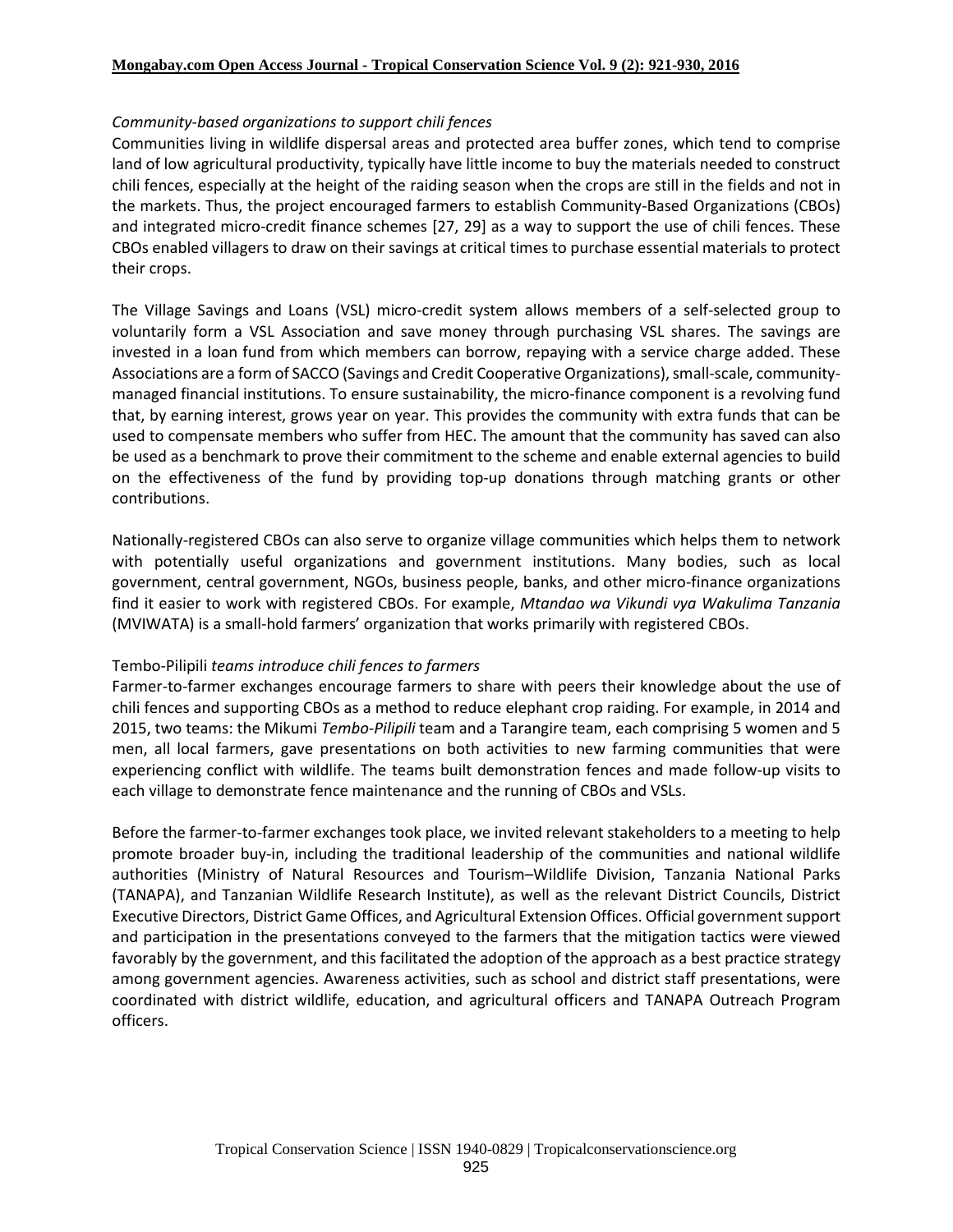### *Community-based organizations to support chili fences*

Communities living in wildlife dispersal areas and protected area buffer zones, which tend to comprise land of low agricultural productivity, typically have little income to buy the materials needed to construct chili fences, especially at the height of the raiding season when the crops are still in the fields and not in the markets. Thus, the project encouraged farmers to establish Community-Based Organizations (CBOs) and integrated micro-credit finance schemes [27, 29] as a way to support the use of chili fences. These CBOs enabled villagers to draw on their savings at critical times to purchase essential materials to protect their crops.

The Village Savings and Loans (VSL) micro-credit system allows members of a self-selected group to voluntarily form a VSL Association and save money through purchasing VSL shares. The savings are invested in a loan fund from which members can borrow, repaying with a service charge added. These Associations are a form of SACCO (Savings and Credit Cooperative Organizations), small-scale, community-managed financial institutions. To ensure sustainability, the micro-finance component is a revolving fund that, by earning interest, grows year on year. This provides the community with extra funds that can be used to compensate members who suffer from HEC. The amount that the community has saved can also be used as a benchmark to prove their commitment to the scheme and enable external agencies to build on the effectiveness of the fund by providing top-up donations through matching grants or other contributions.

Nationally-registered CBOs can also serve to organize village communities which helps them to network with potentially useful organizations and government institutions. Many bodies, such as local government, central government, NGOs, business people, banks, and other micro-finance organizations find it easier to work with registered CBOs. For example, *Mtandao wa Vikundi vya Wakulima Tanzania* (MVIWATA) is a small-hold farmers' organization that works primarily with registered CBOs.

### Tembo-Pilipili *teams introduce chili fences to farmers*

Farmer-to-farmer exchanges encourage farmers to share with peers their knowledge about the use of chili fences and supporting CBOs as a method to reduce elephant crop raiding. For example, in 2014 and 2015, two teams: the Mikumi *Tembo-Pilipili* team and a Tarangire team, each comprising 5 women and 5 men, all local farmers, gave presentations on both activities to new farming communities that were experiencing conflict with wildlife. The teams built demonstration fences and made follow-up visits to each village to demonstrate fence maintenance and the running of CBOs and VSLs.

Before the farmer-to-farmer exchanges took place, we invited relevant stakeholders to a meeting to help promote broader buy-in, including the traditional leadership of the communities and national wildlife authorities (Ministry of Natural Resources and Tourism–Wildlife Division, Tanzania National Parks (TANAPA), and Tanzanian Wildlife Research Institute), as well as the relevant District Councils, District Executive Directors, District Game Offices, and Agricultural Extension Offices. Official government support and participation in the presentations conveyed to the farmers that the mitigation tactics were viewed favorably by the government, and this facilitated the adoption of the approach as a best practice strategy among government agencies. Awareness activities, such as school and district staff presentations, were coordinated with district wildlife, education, and agricultural officers and TANAPA Outreach Program officers.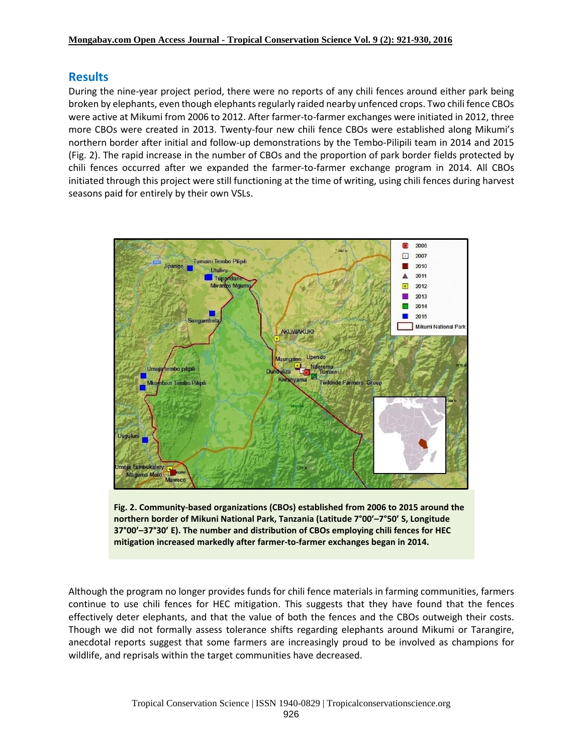## Results

During the nine-year project period, there were no reports of any chili fences around either park being broken by elephants, even though elephants regularly raided nearby unfenced crops. Two chili fence CBOs were active at Mikumi from 2006 to 2012. After farmer-to-farmer exchanges were initiated in 2012, three more CBOs were created in 2013. Twenty-four new chili fence CBOs were established along Mikumi's northern border after initial and follow-up demonstrations by the Tembo-Pilipili team in 2014 and 2015 (Fig. 2). The rapid increase in the number of CBOs and the proportion of park border fields protected by chili fences occurred after we expanded the farmer-to-farmer exchange program in 2014. All CBOs initiated through this project were still functioning at the time of writing, using chili fences during harvest seasons paid for entirely by their own VSLs.

**Fig. 2. Community-based organizations (CBOs) established from 2006 to 2015 around the northern border of Mikuni National Park, Tanzania (Latitude 7°00'–7°50' S, Longitude 37°00'–37°30' E). The number and distribution of CBOs employing chili fences for HEC mitigation increased markedly after farmer-to-farmer exchanges began in 2014.**

Although the program no longer provides funds for chili fence materials in farming communities, farmers continue to use chili fences for HEC mitigation. This suggests that they have found that the fences effectively deter elephants, and that the value of both the fences and the CBOs outweigh their costs. Though we did not formally assess tolerance shifts regarding elephants around Mikumi or Tarangire, anecdotal reports suggest that some farmers are increasingly proud to be involved as champions for wildlife, and reprisals within the target communities have decreased.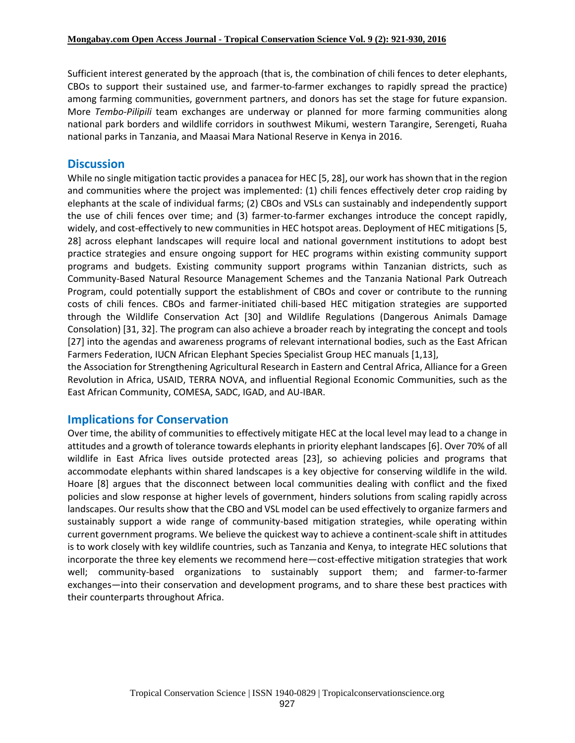Sufficient interest generated by the approach (that is, the combination of chili fences to deter elephants, CBOs to support their sustained use, and farmer-to-farmer exchanges to rapidly spread the practice) among farming communities, government partners, and donors has set the stage for future expansion. More *Tembo-Pilipili* team exchanges are underway or planned for more farming communities along national park borders and wildlife corridors in southwest Mikumi, western Tarangire, Serengeti, Ruaha national parks in Tanzania, and Maasai Mara National Reserve in Kenya in 2016.

## Discussion

While no single mitigation tactic provides a panacea for HEC [5, 28], our work has shown that in the region and communities where the project was implemented: (1) chili fences effectively deter crop raiding by elephants at the scale of individual farms; (2) CBOs and VSLs can sustainably and independently support the use of chili fences over time; and (3) farmer-to-farmer exchanges introduce the concept rapidly, widely, and cost-effectively to new communities in HEC hotspot areas. Deployment of HEC mitigations [5, 28] across elephant landscapes will require local and national government institutions to adopt best practice strategies and ensure ongoing support for HEC programs within existing community support programs and budgets. Existing community support programs within Tanzanian districts, such as Community-Based Natural Resource Management Schemes and the Tanzania National Park Outreach Program, could potentially support the establishment of CBOs and cover or contribute to the running costs of chili fences. CBOs and farmer-initiated chili-based HEC mitigation strategies are supported through the Wildlife Conservation Act [30] and Wildlife Regulations (Dangerous Animals Damage Consolation) [31, 32]. The program can also achieve a broader reach by integrating the concept and tools [27] into the agendas and awareness programs of relevant international bodies, such as the East African Farmers Federation, IUCN African Elephant Species Specialist Group HEC manuals [1,13], the Association for Strengthening Agricultural Research in Eastern and Central Africa, Alliance for a Green Revolution in Africa, USAID, TERRA NOVA, and influential Regional Economic Communities, such as the East African Community, COMESA, SADC, IGAD, and AU-IBAR.

## Implications for Conservation

Over time, the ability of communities to effectively mitigate HEC at the local level may lead to a change in attitudes and a growth of tolerance towards elephants in priority elephant landscapes [6]. Over 70% of all wildlife in East Africa lives outside protected areas [23], so achieving policies and programs that accommodate elephants within shared landscapes is a key objective for conserving wildlife in the wild. Hoare [8] argues that the disconnect between local communities dealing with conflict and the fixed policies and slow response at higher levels of government, hinders solutions from scaling rapidly across landscapes. Our results show that the CBO and VSL model can be used effectively to organize farmers and sustainably support a wide range of community-based mitigation strategies, while operating within current government programs. We believe the quickest way to achieve a continent-scale shift in attitudes is to work closely with key wildlife countries, such as Tanzania and Kenya, to integrate HEC solutions that incorporate the three key elements we recommend here—cost-effective mitigation strategies that work well; community-based organizations to sustainably support them; and farmer-to-farmer exchanges—into their conservation and development programs, and to share these best practices with their counterparts throughout Africa.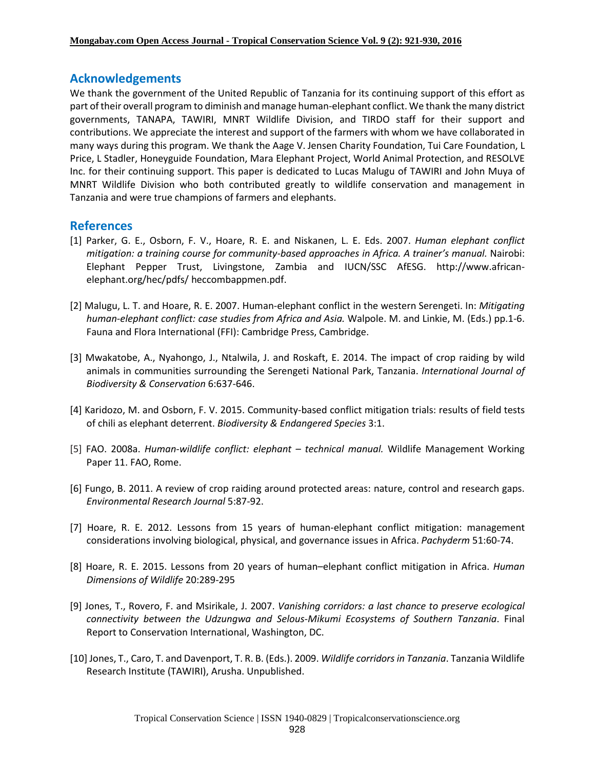## Acknowledgements

We thank the government of the United Republic of Tanzania for its continuing support of this effort as part of their overall program to diminish and manage human-elephant conflict. We thank the many district governments, TANAPA, TAWIRI, MNRT Wildlife Division, and TIRDO staff for their support and contributions. We appreciate the interest and support of the farmers with whom we have collaborated in many ways during this program. We thank the Aage V. Jensen Charity Foundation, Tui Care Foundation, L Price, L Stadler, Honeyguide Foundation, Mara Elephant Project, World Animal Protection, and RESOLVE Inc. for their continuing support. This paper is dedicated to Lucas Malugu of TAWIRI and John Muya of MNRT Wildlife Division who both contributed greatly to wildlife conservation and management in Tanzania and were true champions of farmers and elephants.

## References

[1] Parker, G. E., Osborn, F. V., Hoare, R. E. and Niskanen, L. E. Eds. 2007. *Human elephant conflict mitigation: a training course for community-based approaches in Africa. A trainer's manual.* Nairobi: Elephant Pepper Trust, Livingstone, Zambia and IUCN/SSC AfESG. http://www.african-elephant.org/hec/pdfs/ heccombappmen.pdf.

[2] Malugu, L. T. and Hoare, R. E. 2007. Human-elephant conflict in the western Serengeti. In: *Mitigating human-elephant conflict: case studies from Africa and Asia.* Walpole. M. and Linkie, M. (Eds.) pp.1-6. Fauna and Flora International (FFI): Cambridge Press, Cambridge.

[3] Mwakatobe, A., Nyahongo, J., Ntalwila, J. and Roskaft, E. 2014. The impact of crop raiding by wild animals in communities surrounding the Serengeti National Park, Tanzania. *International Journal of Biodiversity & Conservation* 6:637-646.

[4] Karidozo, M. and Osborn, F. V. 2015. Community-based conflict mitigation trials: results of field tests of chili as elephant deterrent. *Biodiversity & Endangered Species* 3:1.

[5] FAO. 2008a. *Human-wildlife conflict: elephant – technical manual.* Wildlife Management Working Paper 11. FAO, Rome.

[6] Fungo, B. 2011. A review of crop raiding around protected areas: nature, control and research gaps. *Environmental Research Journal* 5:87-92.

[7] Hoare, R. E. 2012. Lessons from 15 years of human-elephant conflict mitigation: management considerations involving biological, physical, and governance issues in Africa. *Pachyderm* 51:60-74.

[8] Hoare, R. E. 2015. Lessons from 20 years of human–elephant conflict mitigation in Africa. *Human Dimensions of Wildlife* 20:289-295

[9] Jones, T., Rovero, F. and Msirikale, J. 2007. *Vanishing corridors: a last chance to preserve ecological connectivity between the Udzungwa and Selous-Mikumi Ecosystems of Southern Tanzania*. Final Report to Conservation International, Washington, DC.

[10] Jones, T., Caro, T. and Davenport, T. R. B. (Eds.). 2009. *Wildlife corridors in Tanzania*. Tanzania Wildlife Research Institute (TAWIRI), Arusha. Unpublished.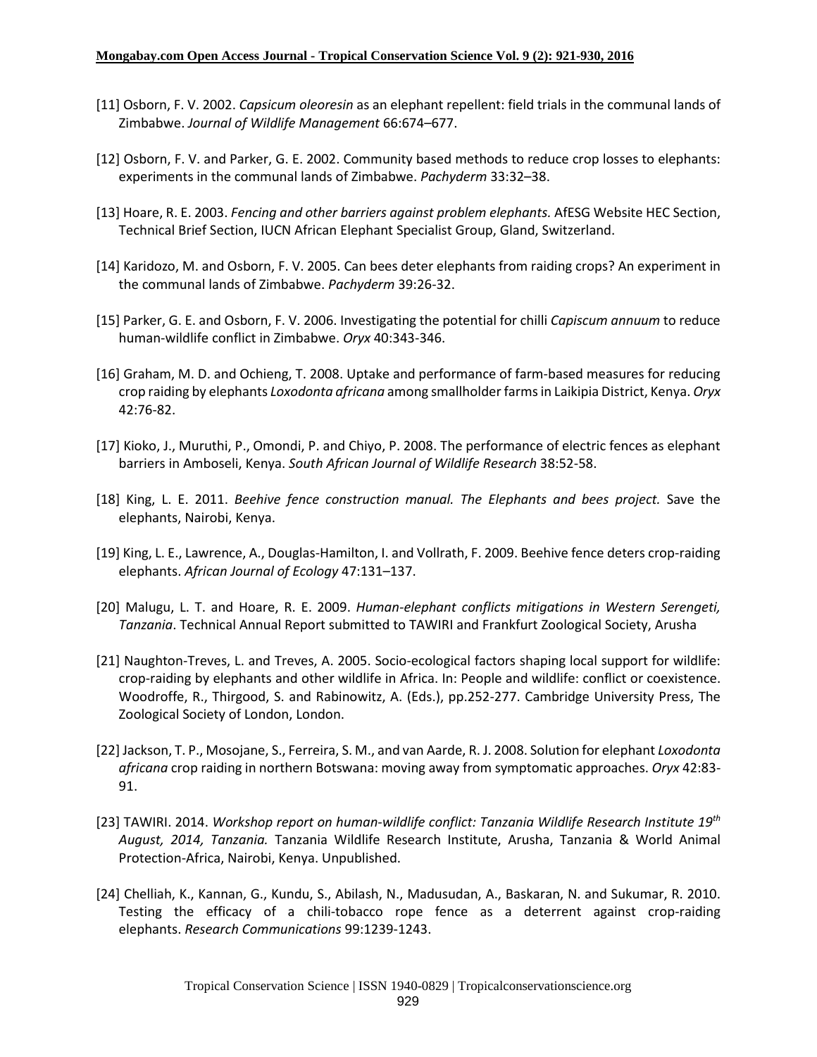[11] Osborn, F. V. 2002. *Capsicum oleoresin* as an elephant repellent: field trials in the communal lands of Zimbabwe. *Journal of Wildlife Management* 66:674–677.

[12] Osborn, F. V. and Parker, G. E. 2002. Community based methods to reduce crop losses to elephants: experiments in the communal lands of Zimbabwe. *Pachyderm* 33:32–38.

[13] Hoare, R. E. 2003. *Fencing and other barriers against problem elephants.* AfESG Website HEC Section, Technical Brief Section, IUCN African Elephant Specialist Group, Gland, Switzerland.

[14] Karidozo, M. and Osborn, F. V. 2005. Can bees deter elephants from raiding crops? An experiment in the communal lands of Zimbabwe. *Pachyderm* 39:26-32.

[15] Parker, G. E. and Osborn, F. V. 2006. Investigating the potential for chilli *Capiscum annuum* to reduce human-wildlife conflict in Zimbabwe. *Oryx* 40:343-346.

[16] Graham, M. D. and Ochieng, T. 2008. Uptake and performance of farm-based measures for reducing crop raiding by elephants *Loxodonta africana* among smallholder farms in Laikipia District, Kenya. *Oryx* 42:76-82.

[17] Kioko, J., Muruthi, P., Omondi, P. and Chiyo, P. 2008. The performance of electric fences as elephant barriers in Amboseli, Kenya. *South African Journal of Wildlife Research* 38:52-58.

[18] King, L. E. 2011. *Beehive fence construction manual. The Elephants and bees project.* Save the elephants, Nairobi, Kenya.

[19] King, L. E., Lawrence, A., Douglas-Hamilton, I. and Vollrath, F. 2009. Beehive fence deters crop-raiding elephants. *African Journal of Ecology* 47:131–137.

[20] Malugu, L. T. and Hoare, R. E. 2009. *Human-elephant conflicts mitigations in Western Serengeti, Tanzania*. Technical Annual Report submitted to TAWIRI and Frankfurt Zoological Society, Arusha

[21] Naughton-Treves, L. and Treves, A. 2005. Socio-ecological factors shaping local support for wildlife: crop-raiding by elephants and other wildlife in Africa. In: People and wildlife: conflict or coexistence. Woodroffe, R., Thirgood, S. and Rabinowitz, A. (Eds.), pp.252-277. Cambridge University Press, The Zoological Society of London, London.

[22] Jackson, T. P., Mosojane, S., Ferreira, S. M., and van Aarde, R. J. 2008. Solution for elephant *Loxodonta africana* crop raiding in northern Botswana: moving away from symptomatic approaches. *Oryx* 42:83-91.

[23] TAWIRI. 2014. *Workshop report on human-wildlife conflict: Tanzania Wildlife Research Institute 19th August, 2014, Tanzania.* Tanzania Wildlife Research Institute, Arusha, Tanzania & World Animal Protection-Africa, Nairobi, Kenya. Unpublished.

[24] Chelliah, K., Kannan, G., Kundu, S., Abilash, N., Madusudan, A., Baskaran, N. and Sukumar, R. 2010. Testing the efficacy of a chili-tobacco rope fence as a deterrent against crop-raiding elephants. *Research Communications* 99:1239-1243.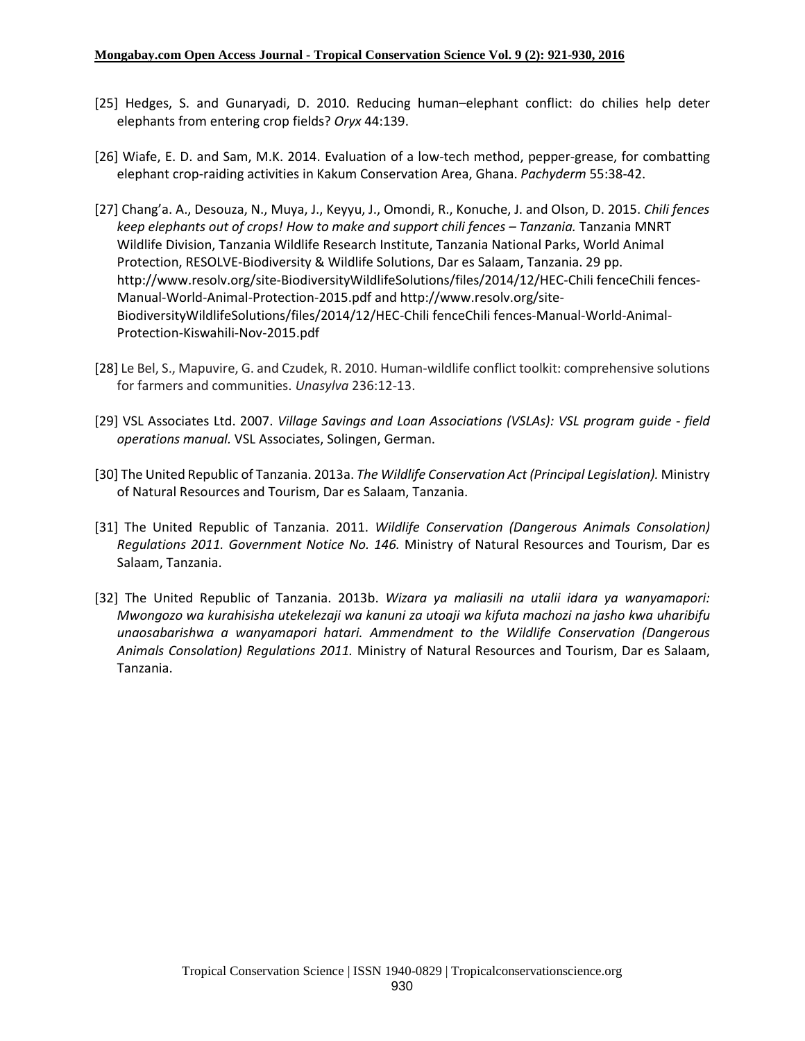[25] Hedges, S. and Gunaryadi, D. 2010. Reducing human–elephant conflict: do chilies help deter elephants from entering crop fields? *Oryx* 44:139.

[26] Wiafe, E. D. and Sam, M.K. 2014. Evaluation of a low-tech method, pepper-grease, for combatting elephant crop-raiding activities in Kakum Conservation Area, Ghana. *Pachyderm* 55:38-42.

[27] Chang'a. A., Desouza, N., Muya, J., Keyyu, J., Omondi, R., Konuche, J. and Olson, D. 2015. *Chili fences keep elephants out of crops! How to make and support chili fences – Tanzania.* Tanzania MNRT Wildlife Division, Tanzania Wildlife Research Institute, Tanzania National Parks, World Animal Protection, RESOLVE-Biodiversity & Wildlife Solutions, Dar es Salaam, Tanzania. 29 pp. http://www.resolv.org/site-BiodiversityWildlifeSolutions/files/2014/12/HEC-Chili fenceChili fences-Manual-World-Animal-Protection-2015.pdf and http://www.resolv.org/site-BiodiversityWildlifeSolutions/files/2014/12/HEC-Chili fenceChili fences-Manual-World-Animal-Protection-Kiswahili-Nov-2015.pdf

[28] Le Bel, S., Mapuvire, G. and Czudek, R. 2010. Human-wildlife conflict toolkit: comprehensive solutions for farmers and communities. *Unasylva* 236:12-13.

[29] VSL Associates Ltd. 2007. *Village Savings and Loan Associations (VSLAs): VSL program guide - field operations manual.* VSL Associates, Solingen, German.

[30] The United Republic of Tanzania. 2013a. *The Wildlife Conservation Act (Principal Legislation).* Ministry of Natural Resources and Tourism, Dar es Salaam, Tanzania.

[31] The United Republic of Tanzania. 2011. *Wildlife Conservation (Dangerous Animals Consolation) Regulations 2011. Government Notice No. 146.* Ministry of Natural Resources and Tourism, Dar es Salaam, Tanzania.

[32] The United Republic of Tanzania. 2013b. *Wizara ya maliasili na utalii idara ya wanyamapori: Mwongozo wa kurahisisha utekelezaji wa kanuni za utoaji wa kifuta machozi na jasho kwa uharibifu unaosabarishwa a wanyamapori hatari. Ammendment to the Wildlife Conservation (Dangerous Animals Consolation) Regulations 2011.* Ministry of Natural Resources and Tourism, Dar es Salaam, Tanzania.